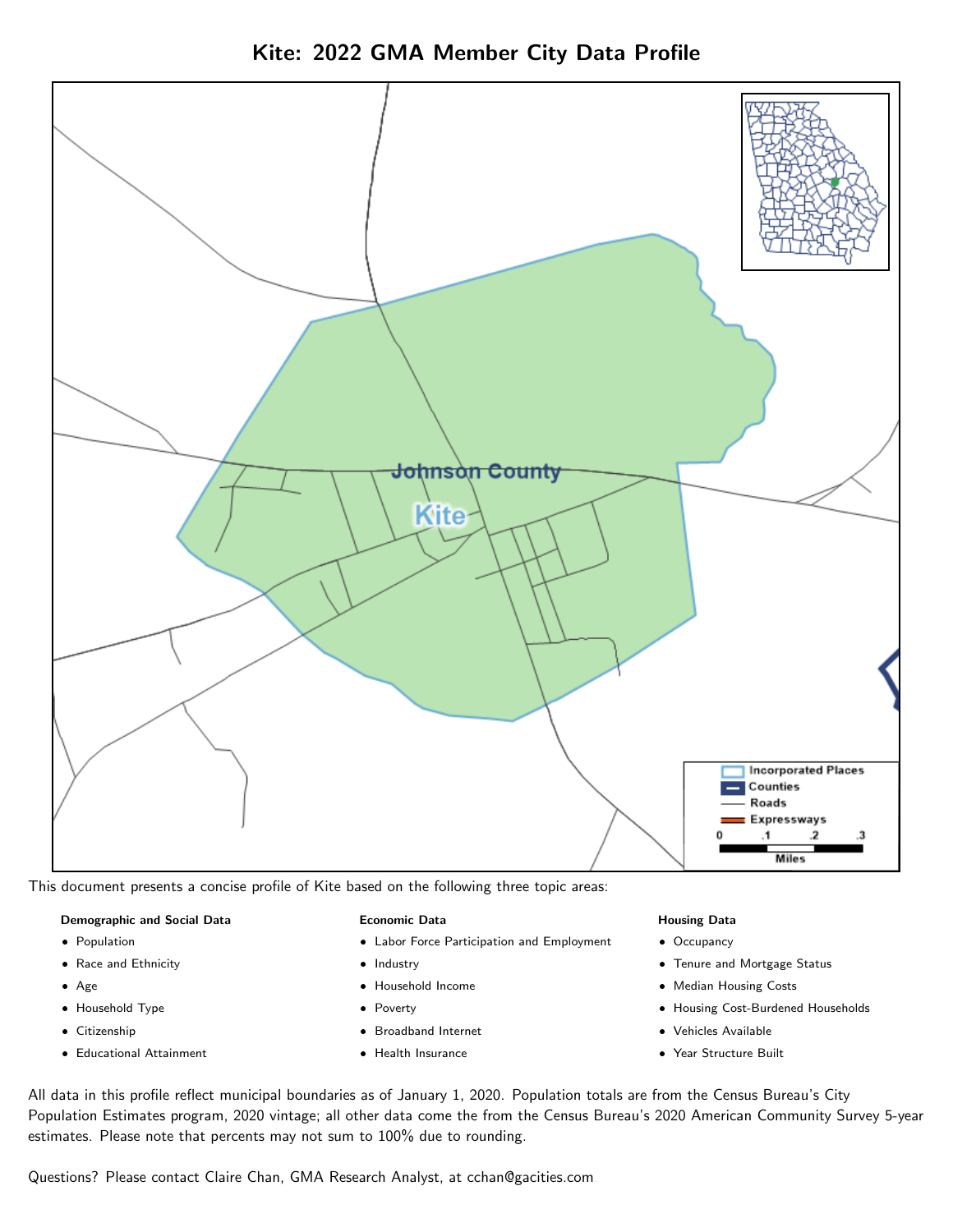# Kite: 2022 GMA Member City Data Profile

This document presents a concise profile of Kite based on the following three topic areas:

**Demographic and Social Data**

- Population
- Race and Ethnicity
- Age
- Household Type
- Citizenship
- Educational Attainment

**Economic Data**

- Labor Force Participation and Employment
- Industry
- Household Income
- Poverty
- Broadband Internet
- Health Insurance

**Housing Data**

- Occupancy
- Tenure and Mortgage Status
- Median Housing Costs
- Housing Cost-Burdened Households
- Vehicles Available
- Year Structure Built

All data in this profile reflect municipal boundaries as of January 1, 2020. Population totals are from the Census Bureau's City Population Estimates program, 2020 vintage; all other data come the from the Census Bureau's 2020 American Community Survey 5-year estimates. Please note that percents may not sum to 100% due to rounding.

Questions? Please contact Claire Chan, GMA Research Analyst, at cchan@gacities.com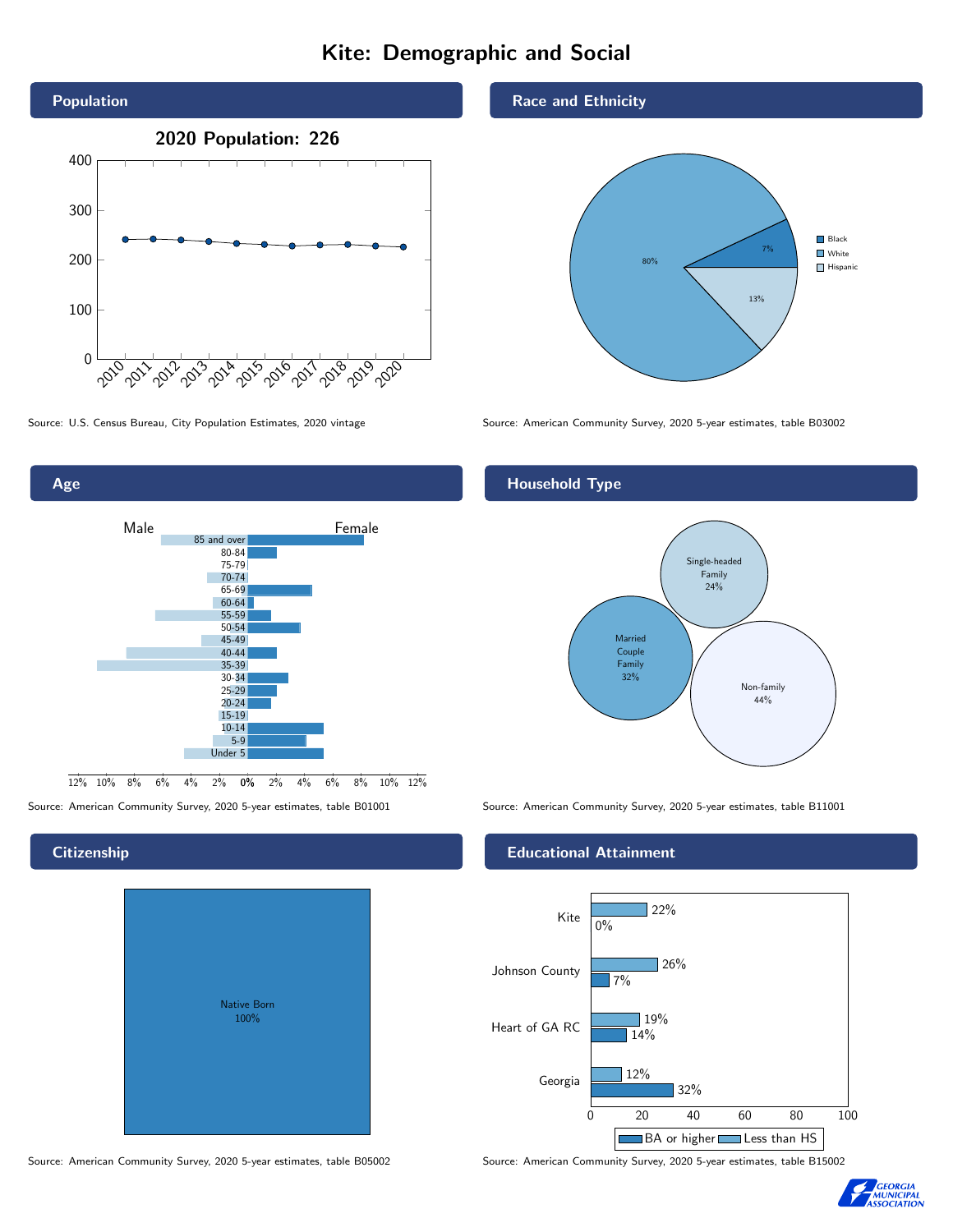# Kite: Demographic and Social

## Population

**2020 Population: 226**

Source: U.S. Census Bureau, City Population Estimates, 2020 vintage

## Race and Ethnicity

| Group | Percent |
|---|---|
| Black | 7% |
| White | 80% |
| Hispanic | 13% |

Source: American Community Survey, 2020 5-year estimates, table B03002

## Age

Source: American Community Survey, 2020 5-year estimates, table B01001

## Household Type

| Type | Percent |
|---|---|
| Single-headed Family | 24% |
| Married Couple Family | 32% |
| Non-family | 44% |

Source: American Community Survey, 2020 5-year estimates, table B11001

## Citizenship

Native Born 100%

Source: American Community Survey, 2020 5-year estimates, table B05002

## Educational Attainment

| Area | Less than HS | BA or higher |
|---|---|---|
| Kite | 22% | 0% |
| Johnson County | 26% | 7% |
| Heart of GA RC | 19% | 14% |
| Georgia | 12% | 32% |

Source: American Community Survey, 2020 5-year estimates, table B15002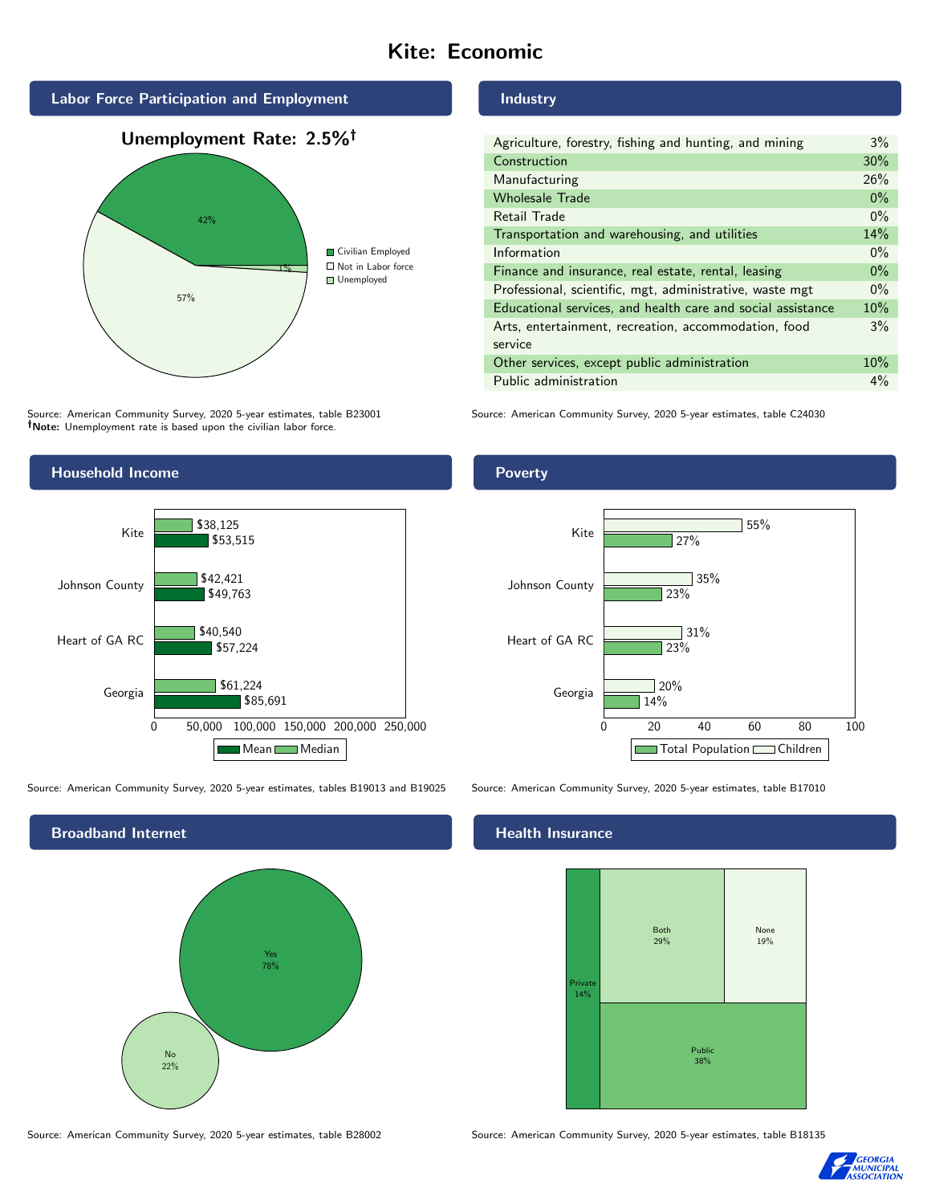# Kite: Economic

## Labor Force Participation and Employment

**Unemployment Rate: 2.5%†**

| Category | Percent |
| --- | --- |
| Civilian Employed | 42% |
| Not in Labor force | 57% |
| Unemployed | 1% |

Source: American Community Survey, 2020 5-year estimates, table B23001
**†Note:** Unemployment rate is based upon the civilian labor force.

## Industry

| Industry | Percent |
| --- | --- |
| Agriculture, forestry, fishing and hunting, and mining | 3% |
| Construction | 30% |
| Manufacturing | 26% |
| Wholesale Trade | 0% |
| Retail Trade | 0% |
| Transportation and warehousing, and utilities | 14% |
| Information | 0% |
| Finance and insurance, real estate, rental, leasing | 0% |
| Professional, scientific, mgt, administrative, waste mgt | 0% |
| Educational services, and health care and social assistance | 10% |
| Arts, entertainment, recreation, accommodation, food service | 3% |
| Other services, except public administration | 10% |
| Public administration | 4% |

Source: American Community Survey, 2020 5-year estimates, table C24030

## Household Income

| | Median | Mean |
| --- | --- | --- |
| Kite | $38,125 | $53,515 |
| Johnson County | $42,421 | $49,763 |
| Heart of GA RC | $40,540 | $57,224 |
| Georgia | $61,224 | $85,691 |

Source: American Community Survey, 2020 5-year estimates, tables B19013 and B19025

## Poverty

| | Children | Total Population |
| --- | --- | --- |
| Kite | 55% | 27% |
| Johnson County | 35% | 23% |
| Heart of GA RC | 31% | 23% |
| Georgia | 20% | 14% |

Source: American Community Survey, 2020 5-year estimates, table B17010

## Broadband Internet

| | Percent |
| --- | --- |
| Yes | 78% |
| No | 22% |

Source: American Community Survey, 2020 5-year estimates, table B28002

## Health Insurance

| | Percent |
| --- | --- |
| Private | 14% |
| Both | 29% |
| None | 19% |
| Public | 38% |

Source: American Community Survey, 2020 5-year estimates, table B18135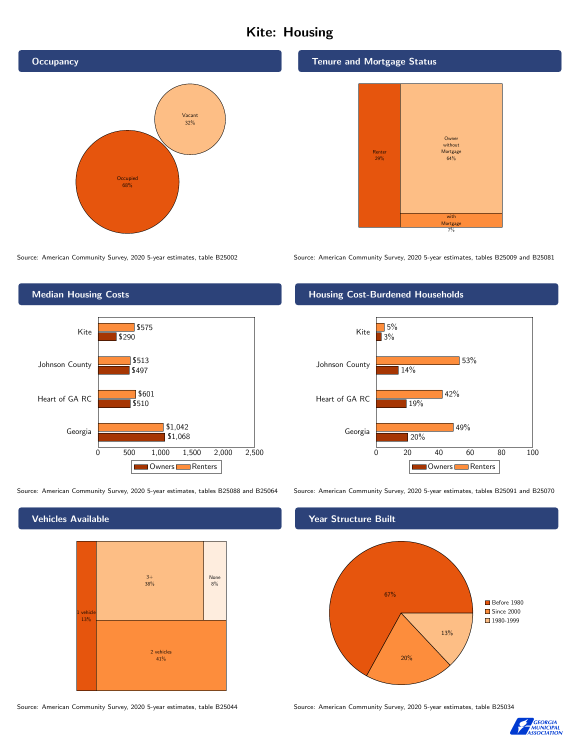# Kite: Housing

## Occupancy

Vacant
32%

Occupied
68%

Source: American Community Survey, 2020 5-year estimates, table B25002

## Tenure and Mortgage Status

Renter
29%

Owner
without
Mortgage
64%

with
Mortgage
7%

Source: American Community Survey, 2020 5-year estimates, tables B25009 and B25081

## Median Housing Costs

Kite
$575
$290

Johnson County
$513
$497

Heart of GA RC
$601
$510

Georgia
$1,042
$1,068

0 500 1,000 1,500 2,000 2,500

Owners Renters

Source: American Community Survey, 2020 5-year estimates, tables B25088 and B25064

## Housing Cost-Burdened Households

Kite
5%
3%

Johnson County
53%
14%

Heart of GA RC
42%
19%

Georgia
49%
20%

0 20 40 60 80 100

Owners Renters

Source: American Community Survey, 2020 5-year estimates, tables B25091 and B25070

## Vehicles Available

1 vehicle
13%

3+
38%

None
8%

2 vehicles
41%

Source: American Community Survey, 2020 5-year estimates, table B25044

## Year Structure Built

67%

20%

13%

Before 1980
Since 2000
1980-1999

Source: American Community Survey, 2020 5-year estimates, table B25034